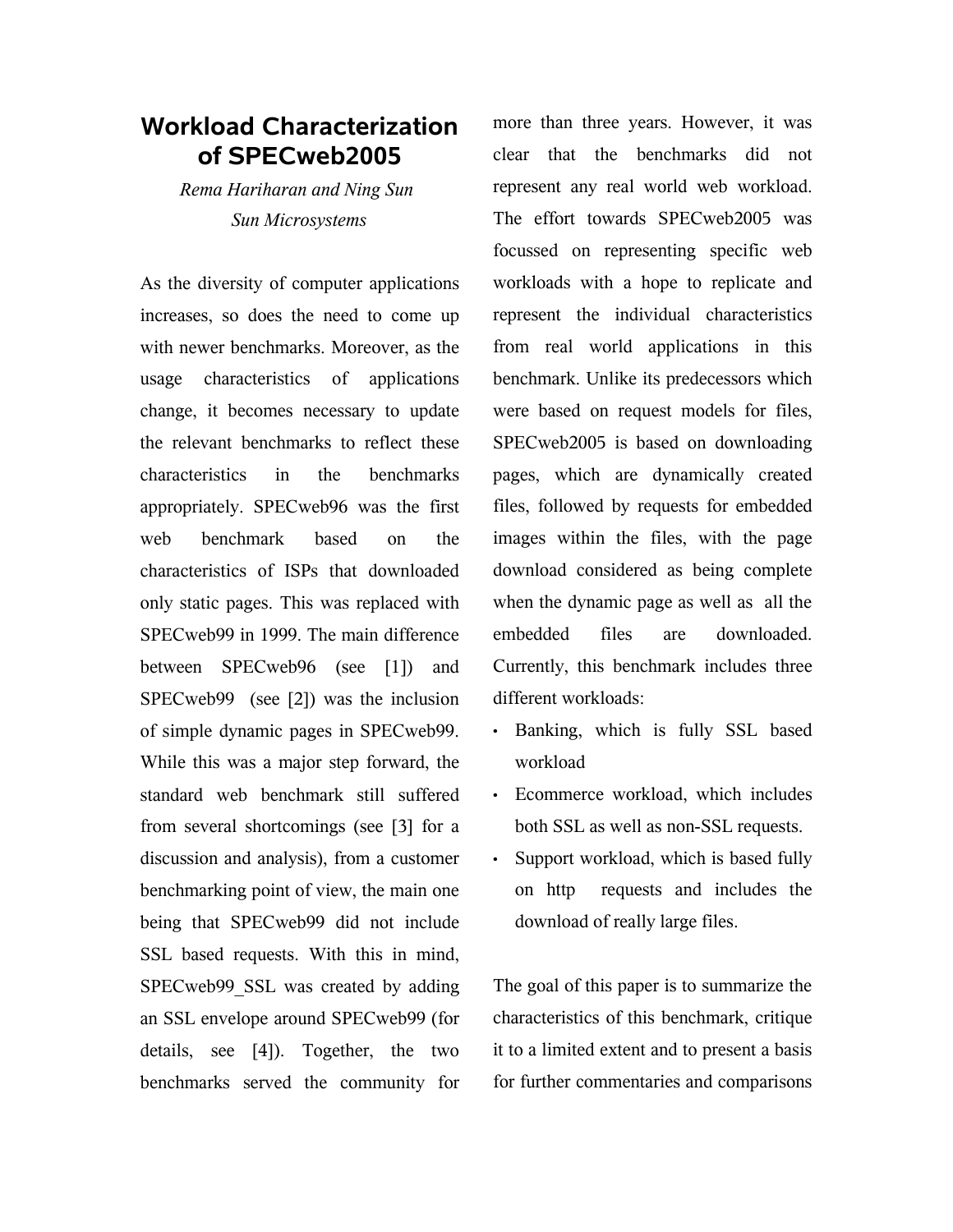# Workload Characterization of SPECweb2005

*Rema Hariharan and Ning Sun*
*Sun Microsystems*

As the diversity of computer applications increases, so does the need to come up with newer benchmarks. Moreover, as the usage characteristics of applications change, it becomes necessary to update the relevant benchmarks to reflect these characteristics in the benchmarks appropriately. SPECweb96 was the first web benchmark based on the characteristics of ISPs that downloaded only static pages. This was replaced with SPECweb99 in 1999. The main difference between SPECweb96 (see [1]) and SPECweb99 (see [2]) was the inclusion of simple dynamic pages in SPECweb99. While this was a major step forward, the standard web benchmark still suffered from several shortcomings (see [3] for a discussion and analysis), from a customer benchmarking point of view, the main one being that SPECweb99 did not include SSL based requests. With this in mind, SPECweb99_SSL was created by adding an SSL envelope around SPECweb99 (for details, see [4]). Together, the two benchmarks served the community for more than three years. However, it was clear that the benchmarks did not represent any real world web workload. The effort towards SPECweb2005 was focussed on representing specific web workloads with a hope to replicate and represent the individual characteristics from real world applications in this benchmark. Unlike its predecessors which were based on request models for files, SPECweb2005 is based on downloading pages, which are dynamically created files, followed by requests for embedded images within the files, with the page download considered as being complete when the dynamic page as well as all the embedded files are downloaded. Currently, this benchmark includes three different workloads:

- Banking, which is fully SSL based workload
- Ecommerce workload, which includes both SSL as well as non-SSL requests.
- Support workload, which is based fully on http requests and includes the download of really large files.

The goal of this paper is to summarize the characteristics of this benchmark, critique it to a limited extent and to present a basis for further commentaries and comparisons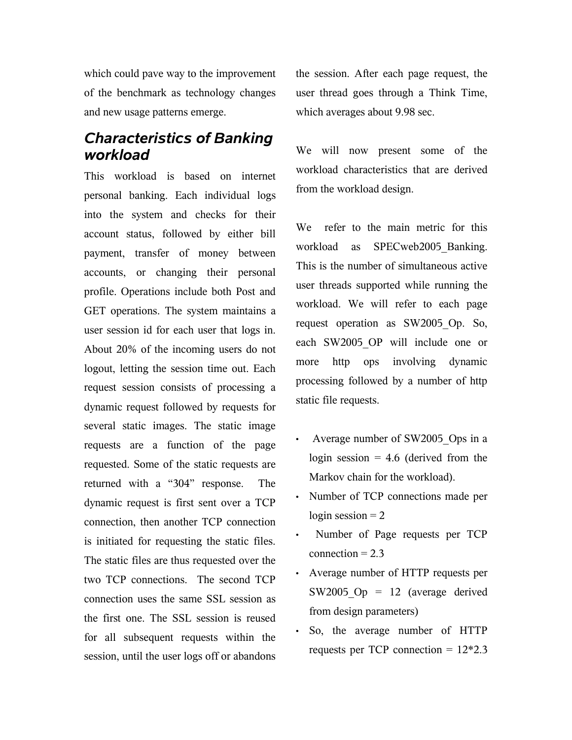which could pave way to the improvement of the benchmark as technology changes and new usage patterns emerge.

## *Characteristics of Banking workload*

This workload is based on internet personal banking. Each individual logs into the system and checks for their account status, followed by either bill payment, transfer of money between accounts, or changing their personal profile. Operations include both Post and GET operations. The system maintains a user session id for each user that logs in. About 20% of the incoming users do not logout, letting the session time out. Each request session consists of processing a dynamic request followed by requests for several static images. The static image requests are a function of the page requested. Some of the static requests are returned with a "304" response. The dynamic request is first sent over a TCP connection, then another TCP connection is initiated for requesting the static files. The static files are thus requested over the two TCP connections. The second TCP connection uses the same SSL session as the first one. The SSL session is reused for all subsequent requests within the session, until the user logs off or abandons the session. After each page request, the user thread goes through a Think Time, which averages about 9.98 sec.

We will now present some of the workload characteristics that are derived from the workload design.

We refer to the main metric for this workload as SPECweb2005_Banking. This is the number of simultaneous active user threads supported while running the workload. We will refer to each page request operation as SW2005_Op. So, each SW2005_OP will include one or more http ops involving dynamic processing followed by a number of http static file requests.

- Average number of SW2005_Ops in a login session = 4.6 (derived from the Markov chain for the workload).
- Number of TCP connections made per login session = 2
- Number of Page requests per TCP connection = 2.3
- Average number of HTTP requests per SW2005_Op = 12 (average derived from design parameters)
- So, the average number of HTTP requests per TCP connection = 12*2.3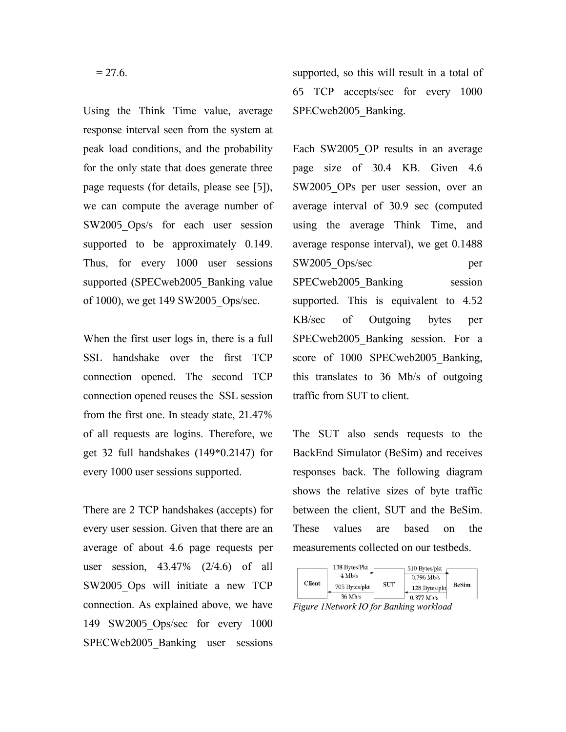= 27.6.

Using the Think Time value, average response interval seen from the system at peak load conditions, and the probability for the only state that does generate three page requests (for details, please see [5]), we can compute the average number of SW2005_Ops/s for each user session supported to be approximately 0.149. Thus, for every 1000 user sessions supported (SPECweb2005_Banking value of 1000), we get 149 SW2005_Ops/sec.

When the first user logs in, there is a full SSL handshake over the first TCP connection opened. The second TCP connection opened reuses the SSL session from the first one. In steady state, 21.47% of all requests are logins. Therefore, we get 32 full handshakes (149*0.2147) for every 1000 user sessions supported.

There are 2 TCP handshakes (accepts) for every user session. Given that there are an average of about 4.6 page requests per user session, 43.47% (2/4.6) of all SW2005_Ops will initiate a new TCP connection. As explained above, we have 149 SW2005_Ops/sec for every 1000 SPECWeb2005_Banking user sessions supported, so this will result in a total of 65 TCP accepts/sec for every 1000 SPECweb2005_Banking.

Each SW2005_OP results in an average page size of 30.4 KB. Given 4.6 SW2005_OPs per user session, over an average interval of 30.9 sec (computed using the average Think Time, and average response interval), we get 0.1488 SW2005_Ops/sec per SPECweb2005_Banking session supported. This is equivalent to 4.52 KB/sec of Outgoing bytes per SPECweb2005_Banking session. For a score of 1000 SPECweb2005_Banking, this translates to 36 Mb/s of outgoing traffic from SUT to client.

The SUT also sends requests to the BackEnd Simulator (BeSim) and receives responses back. The following diagram shows the relative sizes of byte traffic between the client, SUT and the BeSim. These values are based on the measurements collected on our testbeds.

| From | To | Bytes/Pkt | Rate |
|---|---|---|---|
| Client | SUT | 138 Bytes/Pkt | 4 Mb/s |
| SUT | Client | 705 Bytes/pkt | 36 Mb/s |
| SUT | BeSim | 510 Bytes/pkt | 0.796 Mb/s |
| BeSim | SUT | 128 Bytes/pkt | 0.377 Mb/s |

*Figure 1Network IO for Banking workload*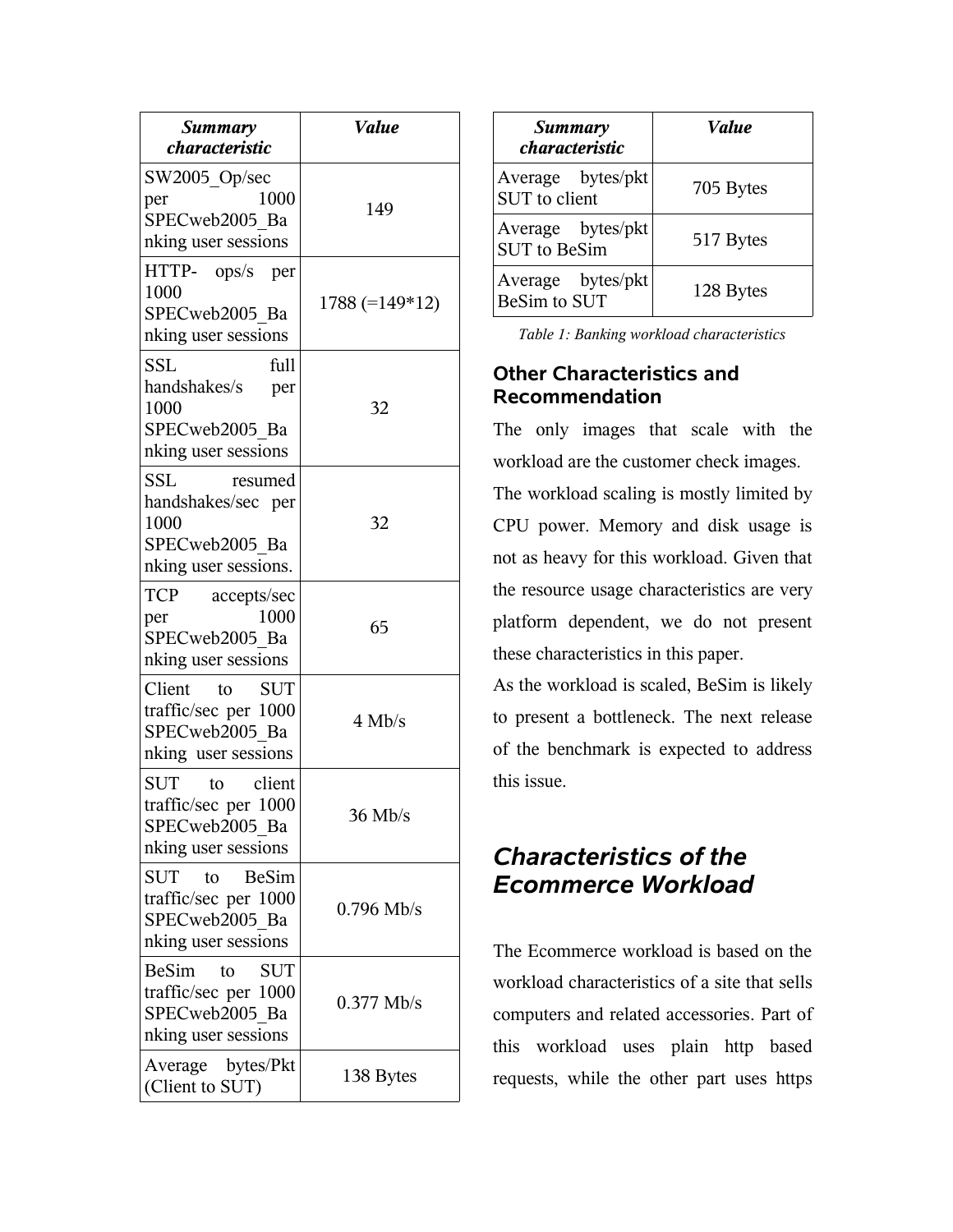| Summary characteristic | Value |
|---|---|
| SW2005_Op/sec per 1000 SPECweb2005_Banking user sessions | 149 |
| HTTP- ops/s per 1000 SPECweb2005_Banking user sessions | 1788 (=149*12) |
| SSL full handshakes/s per 1000 SPECweb2005_Banking user sessions | 32 |
| SSL resumed handshakes/sec per 1000 SPECweb2005_Banking user sessions. | 32 |
| TCP accepts/sec per 1000 SPECweb2005_Banking user sessions | 65 |
| Client to SUT traffic/sec per 1000 SPECweb2005_Banking user sessions | 4 Mb/s |
| SUT to client traffic/sec per 1000 SPECweb2005_Banking user sessions | 36 Mb/s |
| SUT to BeSim traffic/sec per 1000 SPECweb2005_Banking user sessions | 0.796 Mb/s |
| BeSim to SUT traffic/sec per 1000 SPECweb2005_Banking user sessions | 0.377 Mb/s |
| Average bytes/Pkt (Client to SUT) | 138 Bytes |
| Average bytes/pkt SUT to client | 705 Bytes |
| Average bytes/pkt SUT to BeSim | 517 Bytes |
| Average bytes/pkt BeSim to SUT | 128 Bytes |

*Table 1: Banking workload characteristics*

### Other Characteristics and Recommendation

The only images that scale with the workload are the customer check images.

The workload scaling is mostly limited by CPU power. Memory and disk usage is not as heavy for this workload. Given that the resource usage characteristics are very platform dependent, we do not present these characteristics in this paper.

As the workload is scaled, BeSim is likely to present a bottleneck. The next release of the benchmark is expected to address this issue.

## *Characteristics of the Ecommerce Workload*

The Ecommerce workload is based on the workload characteristics of a site that sells computers and related accessories. Part of this workload uses plain http based requests, while the other part uses https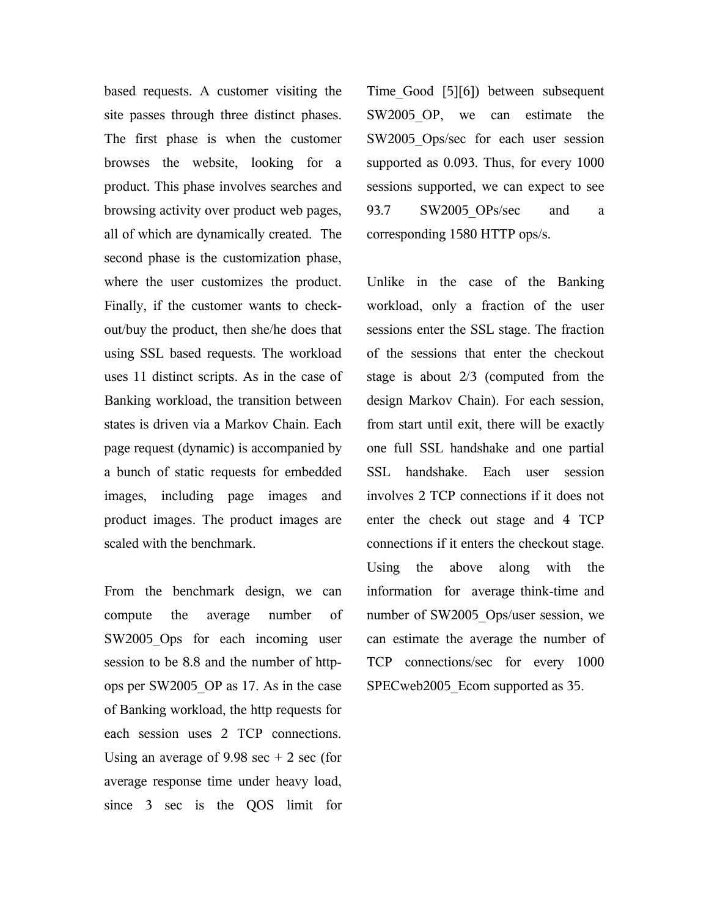based requests. A customer visiting the site passes through three distinct phases. The first phase is when the customer browses the website, looking for a product. This phase involves searches and browsing activity over product web pages, all of which are dynamically created. The second phase is the customization phase, where the user customizes the product. Finally, if the customer wants to check-out/buy the product, then she/he does that using SSL based requests. The workload uses 11 distinct scripts. As in the case of Banking workload, the transition between states is driven via a Markov Chain. Each page request (dynamic) is accompanied by a bunch of static requests for embedded images, including page images and product images. The product images are scaled with the benchmark.

From the benchmark design, we can compute the average number of SW2005_Ops for each incoming user session to be 8.8 and the number of http-ops per SW2005_OP as 17. As in the case of Banking workload, the http requests for each session uses 2 TCP connections. Using an average of 9.98 sec + 2 sec (for average response time under heavy load, since 3 sec is the QOS limit for Time_Good [5][6]) between subsequent SW2005_OP, we can estimate the SW2005_Ops/sec for each user session supported as 0.093. Thus, for every 1000 sessions supported, we can expect to see 93.7 SW2005_OPs/sec and a corresponding 1580 HTTP ops/s.

Unlike in the case of the Banking workload, only a fraction of the user sessions enter the SSL stage. The fraction of the sessions that enter the checkout stage is about 2/3 (computed from the design Markov Chain). For each session, from start until exit, there will be exactly one full SSL handshake and one partial SSL handshake. Each user session involves 2 TCP connections if it does not enter the check out stage and 4 TCP connections if it enters the checkout stage. Using the above along with the information for average think-time and number of SW2005_Ops/user session, we can estimate the average the number of TCP connections/sec for every 1000 SPECweb2005_Ecom supported as 35.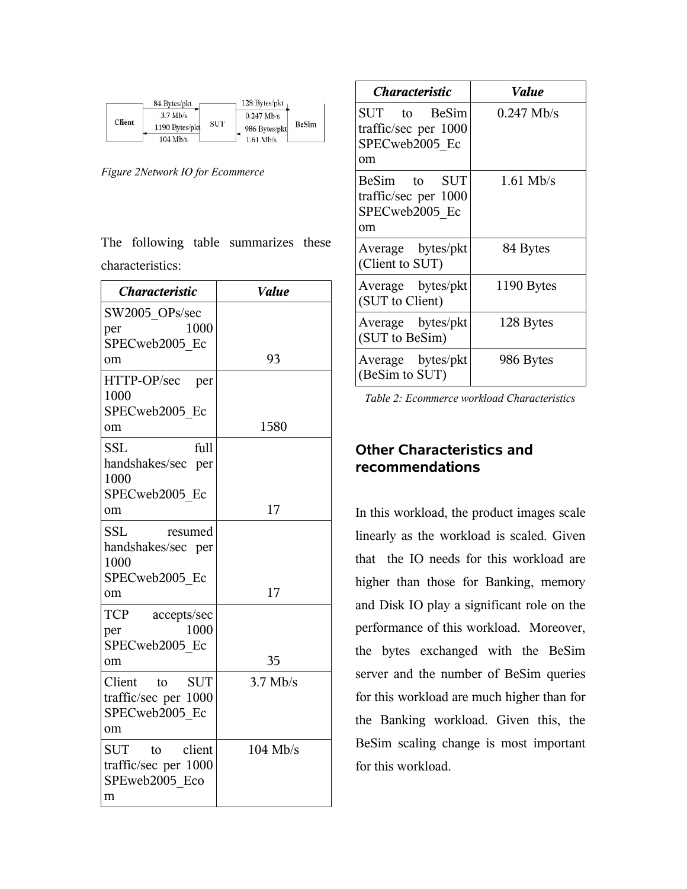Figure 2Network IO for Ecommerce

The following table summarizes these characteristics:

| Characteristic | Value |
|---|---|
| SW2005_OPs/sec per 1000 SPECweb2005_Ecom | 93 |
| HTTP-OP/sec per 1000 SPECweb2005_Ecom | 1580 |
| SSL full handshakes/sec per 1000 SPECweb2005_Ecom | 17 |
| SSL resumed handshakes/sec per 1000 SPECweb2005_Ecom | 17 |
| TCP accepts/sec per 1000 SPECweb2005_Ecom | 35 |
| Client to SUT traffic/sec per 1000 SPECweb2005_Ecom | 3.7 Mb/s |
| SUT to client traffic/sec per 1000 SPEweb2005_Ecom | 104 Mb/s |
| SUT to BeSim traffic/sec per 1000 SPECweb2005_Ecom | 0.247 Mb/s |
| BeSim to SUT traffic/sec per 1000 SPECweb2005_Ecom | 1.61 Mb/s |
| Average bytes/pkt (Client to SUT) | 84 Bytes |
| Average bytes/pkt (SUT to Client) | 1190 Bytes |
| Average bytes/pkt (SUT to BeSim) | 128 Bytes |
| Average bytes/pkt (BeSim to SUT) | 986 Bytes |

*Table 2: Ecommerce workload Characteristics*

## Other Characteristics and recommendations

In this workload, the product images scale linearly as the workload is scaled. Given that the IO needs for this workload are higher than those for Banking, memory and Disk IO play a significant role on the performance of this workload. Moreover, the bytes exchanged with the BeSim server and the number of BeSim queries for this workload are much higher than for the Banking workload. Given this, the BeSim scaling change is most important for this workload.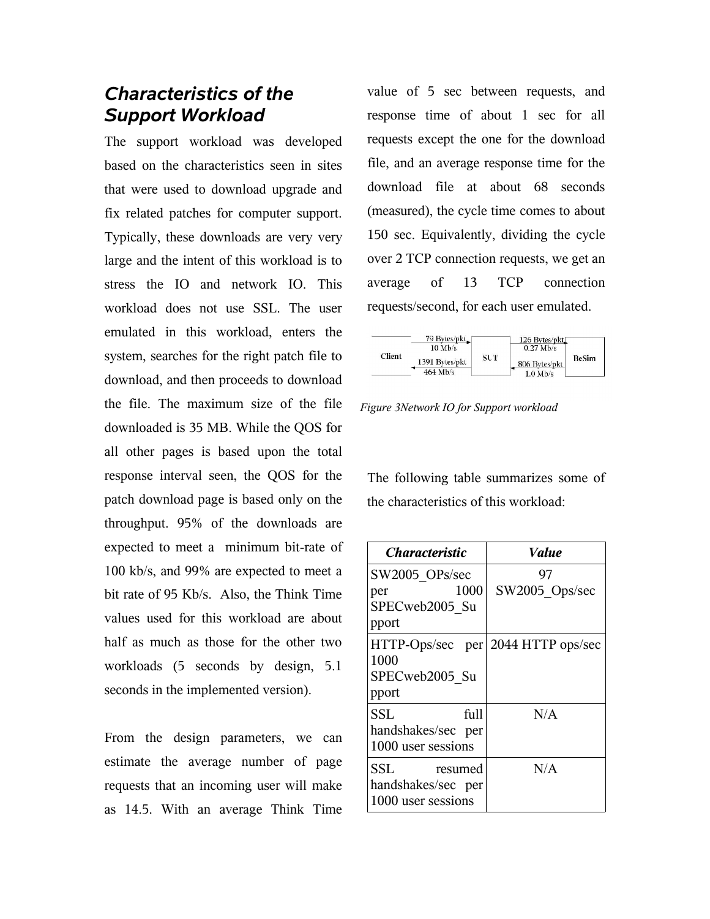## *Characteristics of the Support Workload*

The support workload was developed based on the characteristics seen in sites that were used to download upgrade and fix related patches for computer support. Typically, these downloads are very very large and the intent of this workload is to stress the IO and network IO. This workload does not use SSL. The user emulated in this workload, enters the system, searches for the right patch file to download, and then proceeds to download the file. The maximum size of the file downloaded is 35 MB. While the QOS for all other pages is based upon the total response interval seen, the QOS for the patch download page is based only on the throughput. 95% of the downloads are expected to meet a minimum bit-rate of 100 kb/s, and 99% are expected to meet a bit rate of 95 Kb/s. Also, the Think Time values used for this workload are about half as much as those for the other two workloads (5 seconds by design, 5.1 seconds in the implemented version).

From the design parameters, we can estimate the average number of page requests that an incoming user will make as 14.5. With an average Think Time value of 5 sec between requests, and response time of about 1 sec for all requests except the one for the download file, and an average response time for the download file at about 68 seconds (measured), the cycle time comes to about 150 sec. Equivalently, dividing the cycle over 2 TCP connection requests, we get an average of 13 TCP connection requests/second, for each user emulated.

Client → SUT: 79 Bytes/pkt, 10 Mb/s
SUT → Client: 1391 Bytes/pkt, 464 Mb/s
SUT → BeSim: 126 Bytes/pkt, 0.27 Mb/s
BeSim → SUT: 806 Bytes/pkt, 1.0 Mb/s

*Figure 3Network IO for Support workload*

The following table summarizes some of the characteristics of this workload:

| ***Characteristic*** | ***Value*** |
|---|---|
| SW2005_OPs/sec per 1000 SPECweb2005_Support | 97 SW2005_Ops/sec |
| HTTP-Ops/sec per 1000 SPECweb2005_Support | 2044 HTTP ops/sec |
| SSL full handshakes/sec per 1000 user sessions | N/A |
| SSL resumed handshakes/sec per 1000 user sessions | N/A |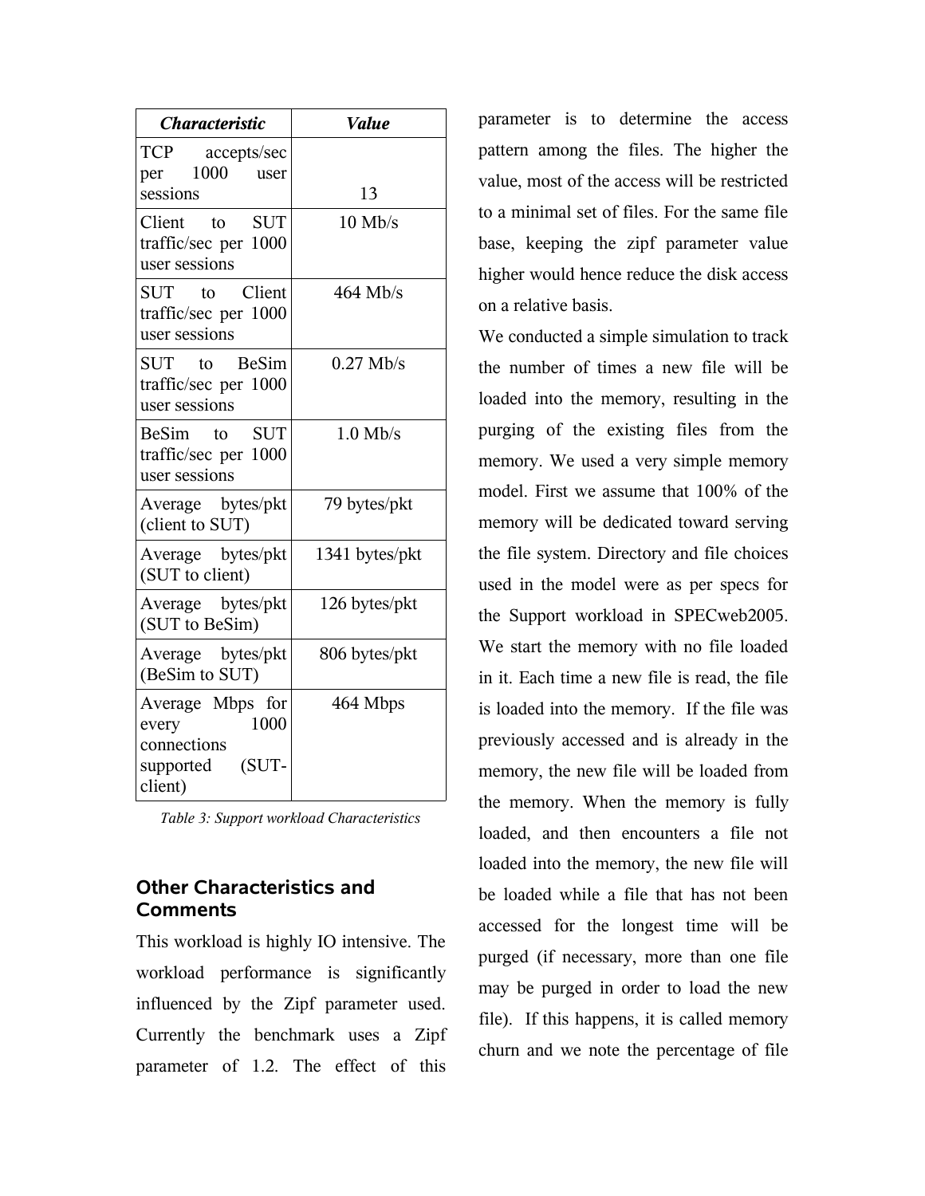| ***Characteristic*** | ***Value*** |
|---|---|
| TCP accepts/sec per 1000 user sessions | 13 |
| Client to SUT traffic/sec per 1000 user sessions | 10 Mb/s |
| SUT to Client traffic/sec per 1000 user sessions | 464 Mb/s |
| SUT to BeSim traffic/sec per 1000 user sessions | 0.27 Mb/s |
| BeSim to SUT traffic/sec per 1000 user sessions | 1.0 Mb/s |
| Average bytes/pkt (client to SUT) | 79 bytes/pkt |
| Average bytes/pkt (SUT to client) | 1341 bytes/pkt |
| Average bytes/pkt (SUT to BeSim) | 126 bytes/pkt |
| Average bytes/pkt (BeSim to SUT) | 806 bytes/pkt |
| Average Mbps for every 1000 connections supported (SUT-client) | 464 Mbps |

*Table 3: Support workload Characteristics*

## Other Characteristics and Comments

This workload is highly IO intensive. The workload performance is significantly influenced by the Zipf parameter used. Currently the benchmark uses a Zipf parameter of 1.2. The effect of this parameter is to determine the access pattern among the files. The higher the value, most of the access will be restricted to a minimal set of files. For the same file base, keeping the zipf parameter value higher would hence reduce the disk access on a relative basis.

We conducted a simple simulation to track the number of times a new file will be loaded into the memory, resulting in the purging of the existing files from the memory. We used a very simple memory model. First we assume that 100% of the memory will be dedicated toward serving the file system. Directory and file choices used in the model were as per specs for the Support workload in SPECweb2005. We start the memory with no file loaded in it. Each time a new file is read, the file is loaded into the memory. If the file was previously accessed and is already in the memory, the new file will be loaded from the memory. When the memory is fully loaded, and then encounters a file not loaded into the memory, the new file will be loaded while a file that has not been accessed for the longest time will be purged (if necessary, more than one file may be purged in order to load the new file). If this happens, it is called memory churn and we note the percentage of file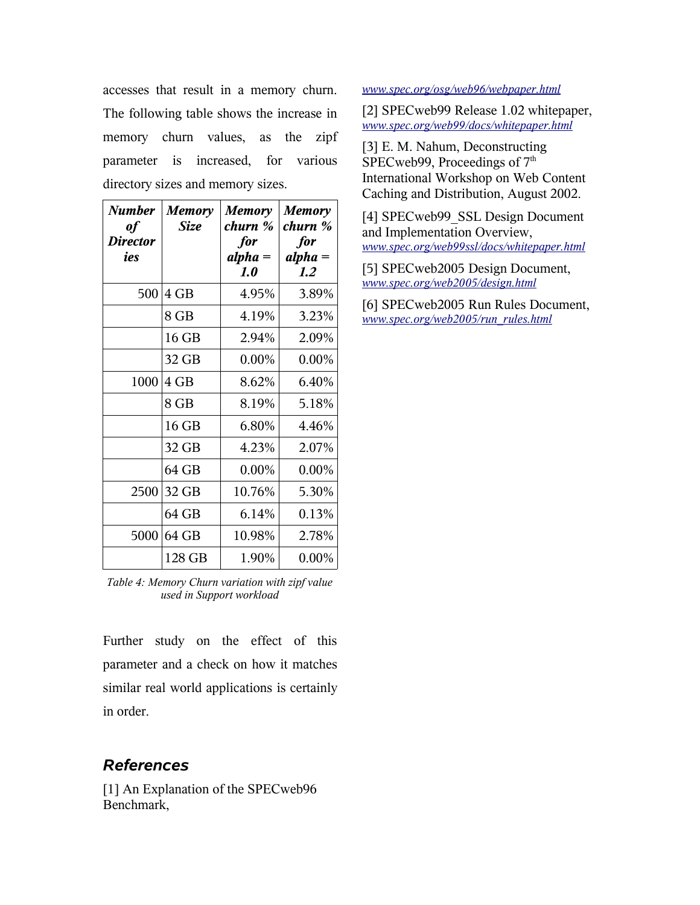accesses that result in a memory churn. The following table shows the increase in memory churn values, as the zipf parameter is increased, for various directory sizes and memory sizes.

| ***Number of Directories*** | ***Memory Size*** | ***Memory churn % for alpha = 1.0*** | ***Memory churn % for alpha = 1.2*** |
|---|---|---|---|
| 500 | 4 GB | 4.95% | 3.89% |
| | 8 GB | 4.19% | 3.23% |
| | 16 GB | 2.94% | 2.09% |
| | 32 GB | 0.00% | 0.00% |
| 1000 | 4 GB | 8.62% | 6.40% |
| | 8 GB | 8.19% | 5.18% |
| | 16 GB | 6.80% | 4.46% |
| | 32 GB | 4.23% | 2.07% |
| | 64 GB | 0.00% | 0.00% |
| 2500 | 32 GB | 10.76% | 5.30% |
| | 64 GB | 6.14% | 0.13% |
| 5000 | 64 GB | 10.98% | 2.78% |
| | 128 GB | 1.90% | 0.00% |

*Table 4: Memory Churn variation with zipf value used in Support workload*

Further study on the effect of this parameter and a check on how it matches similar real world applications is certainly in order.

## References

[1] An Explanation of the SPECweb96 Benchmark, www.spec.org/osg/web96/webpaper.html

[2] SPECweb99 Release 1.02 whitepaper, www.spec.org/web99/docs/whitepaper.html

[3] E. M. Nahum, Deconstructing SPECweb99, Proceedings of 7th International Workshop on Web Content Caching and Distribution, August 2002.

[4] SPECweb99_SSL Design Document and Implementation Overview, www.spec.org/web99ssl/docs/whitepaper.html

[5] SPECweb2005 Design Document, www.spec.org/web2005/design.html

[6] SPECweb2005 Run Rules Document, www.spec.org/web2005/run_rules.html